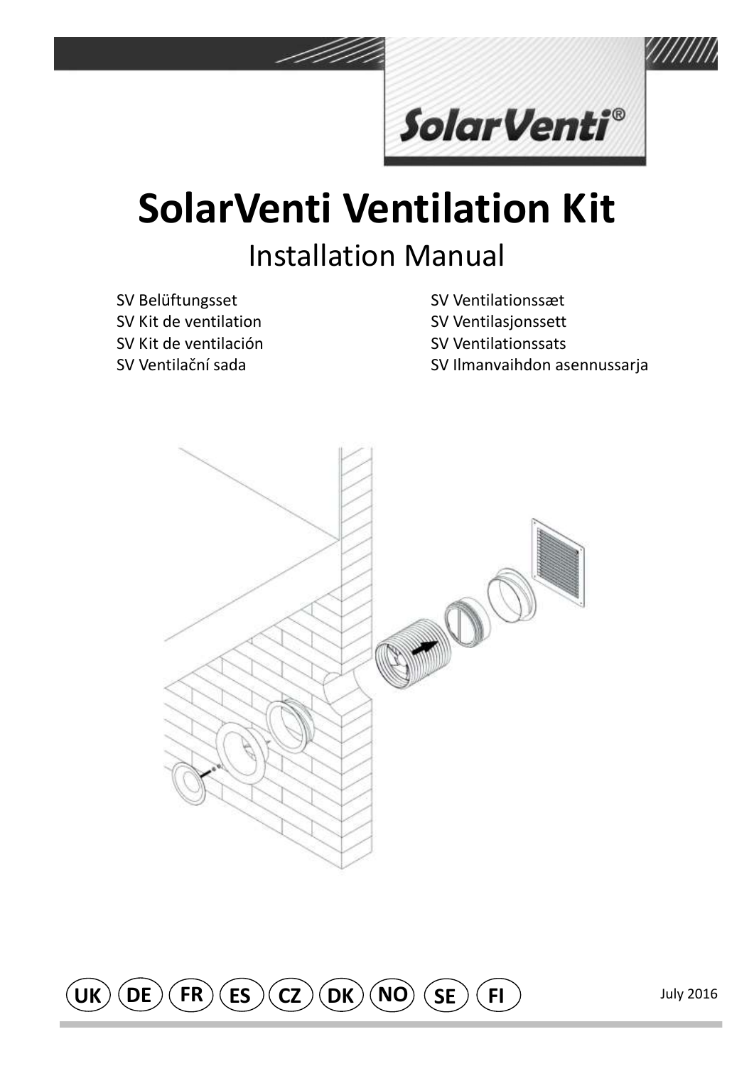SolarVenti®

# SolarVenti Ventilation Kit

## Installation Manual

SV Belüftungsset
SV Kit de ventilation
SV Kit de ventilación
SV Ventilační sada
SV Ventilationssæt
SV Ventilasjonssett
SV Ventilationssats
SV Ilmanvaihdon asennussarja

UK DE FR ES CZ DK NO SE FI

July 2016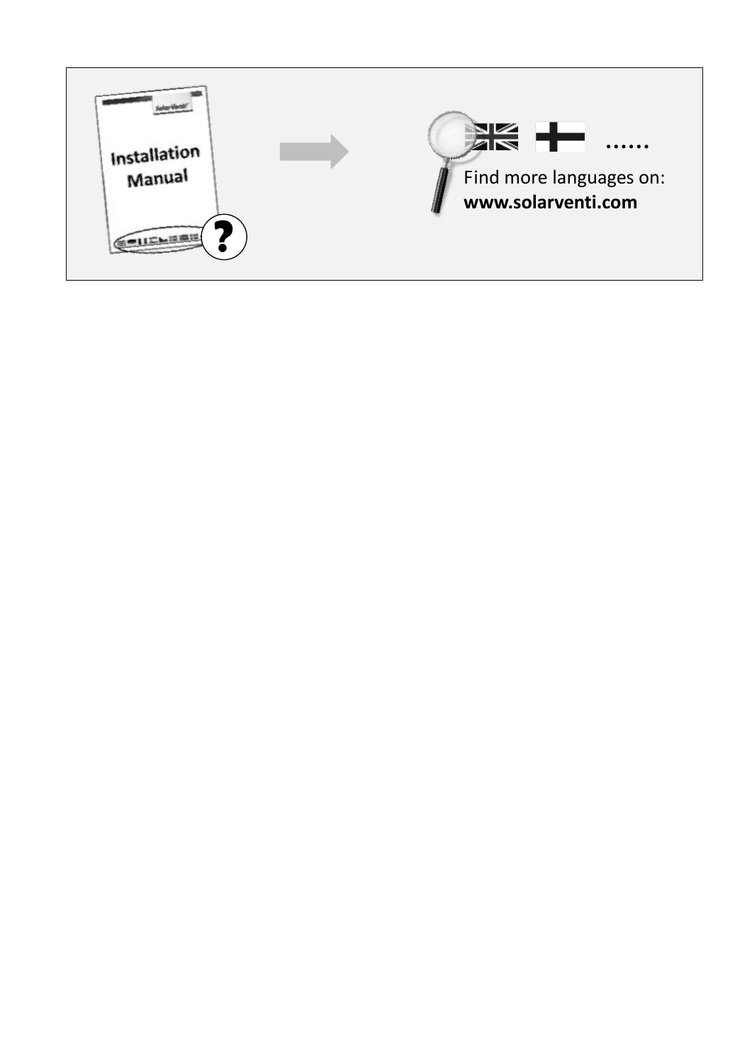Installation Manual

......

Find more languages on:
**www.solarventi.com**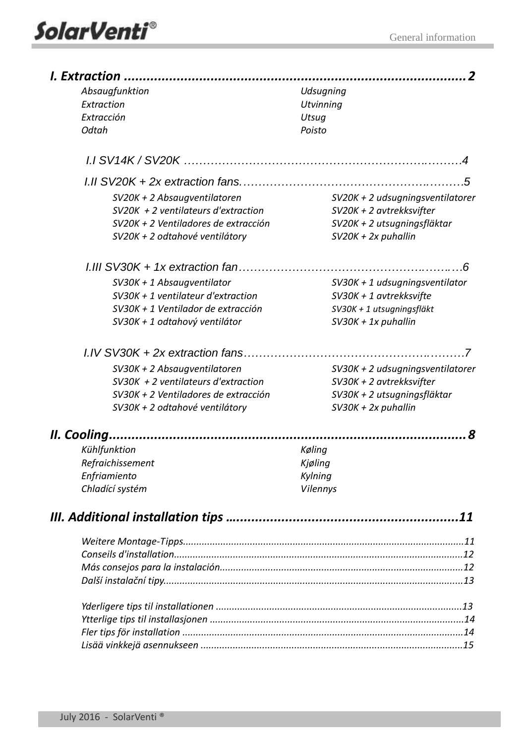# *I. Extraction ........................................................................................ 2*

*Absaugfunktion* | *Udsugning*
*Extraction* | *Utvinning*
*Extracción* | *Utsug*
*Odtah* | *Poisto*

I.I SV14K / SV20K ……………………………………………………….………4

I.II SV20K + 2x extraction fans.……………………………………….………5

*SV20K + 2 Absaugventilatoren* | *SV20K + 2 udsugningsventilatorer*
*SV20K + 2 ventilateurs d'extraction* | *SV20K + 2 avtrekksvifter*
*SV20K + 2 Ventiladores de extracción* | *SV20K + 2 utsugningsfläktar*
*SV20K + 2 odtahové ventilátory* | *SV20K + 2x puhallin*

I.III SV30K + 1x extraction fan…………………………………………..……..…6

*SV30K + 1 Absaugventilator* | *SV30K + 1 udsugningsventilator*
*SV30K + 1 ventilateur d'extraction* | *SV30K + 1 avtrekksvifte*
*SV30K + 1 Ventilador de extracción* | *SV30K + 1 utsugningsfläkt*
*SV30K + 1 odtahový ventilátor* | *SV30K + 1x puhallin*

I.IV SV30K + 2x extraction fans……………………………………….………7

*SV30K + 2 Absaugventilatoren* | *SV30K + 2 udsugningsventilatorer*
*SV30K + 2 ventilateurs d'extraction* | *SV30K + 2 avtrekksvifter*
*SV30K + 2 Ventiladores de extracción* | *SV30K + 2 utsugningsfläktar*
*SV30K + 2 odtahové ventilátory* | *SV30K + 2x puhallin*

# *II. Cooling............................................................................................ 8*

*Kühlfunktion* | *Køling*
*Refraichissement* | *Kjøling*
*Enfriamiento* | *Kylning*
*Chladící systém* | *Vilennys*

# *III. Additional installation tips …........................................................11*

*Weitere Montage-Tipps.......................................................................................................11*
*Conseils d'installation..........................................................................................................12*
*Más consejos para la instalación..........................................................................................12*
*Další instalační tipy..............................................................................................................13*

*Yderligere tips til installationen ...........................................................................................13*
*Ytterlige tips til installasjonen .............................................................................................14*
*Fler tips för installation .......................................................................................................14*
*Lisää vinkkejä asennukseen ................................................................................................15*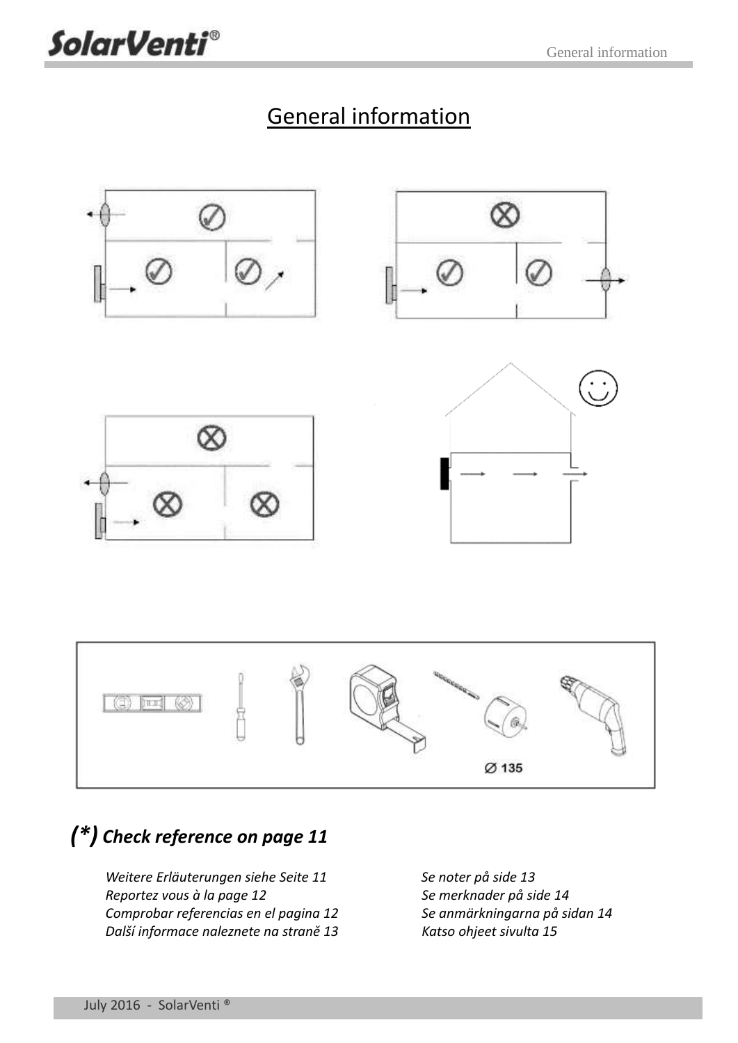# General information

Ø 135

## (*) Check reference on page 11

*Weitere Erläuterungen siehe Seite 11*
*Reportez vous à la page 12*
*Comprobar referencias en el pagina 12*
*Další informace naleznete na straně 13*
*Se noter på side 13*
*Se merknader på side 14*
*Se anmärkningarna på sidan 14*
*Katso ohjeet sivulta 15*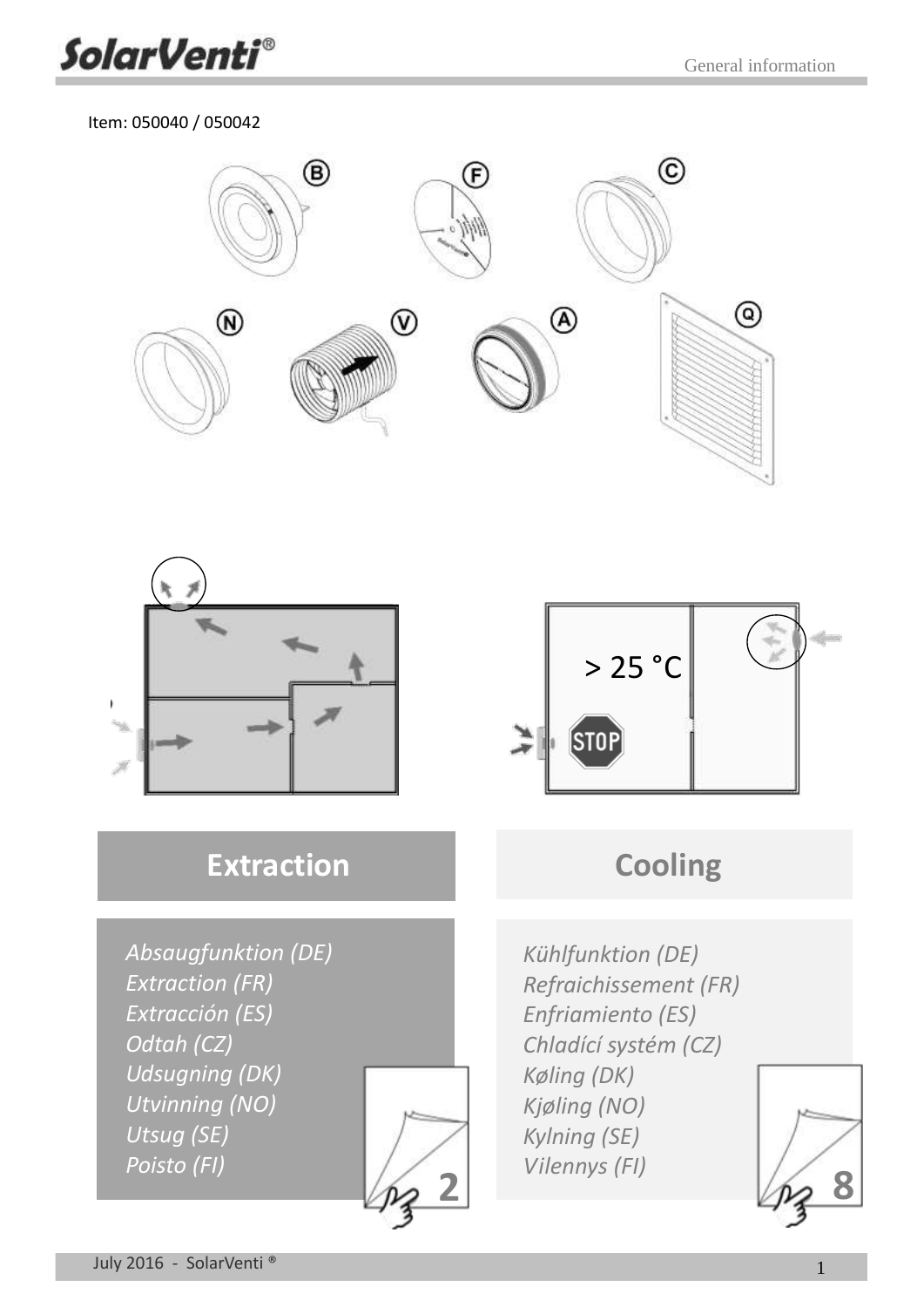Item: 050040 / 050042

B F C

N V A Q

> 25 °C

STOP

## Extraction

*Absaugfunktion (DE)*
*Extraction (FR)*
*Extracción (ES)*
*Odtah (CZ)*
*Udsugning (DK)*
*Utvinning (NO)*
*Utsug (SE)*
*Poisto (FI)*

2

## Cooling

*Kühlfunktion (DE)*
*Refraichissement (FR)*
*Enfriamiento (ES)*
*Chladící systém (CZ)*
*Køling (DK)*
*Kjøling (NO)*
*Kylning (SE)*
*Vilennys (FI)*

8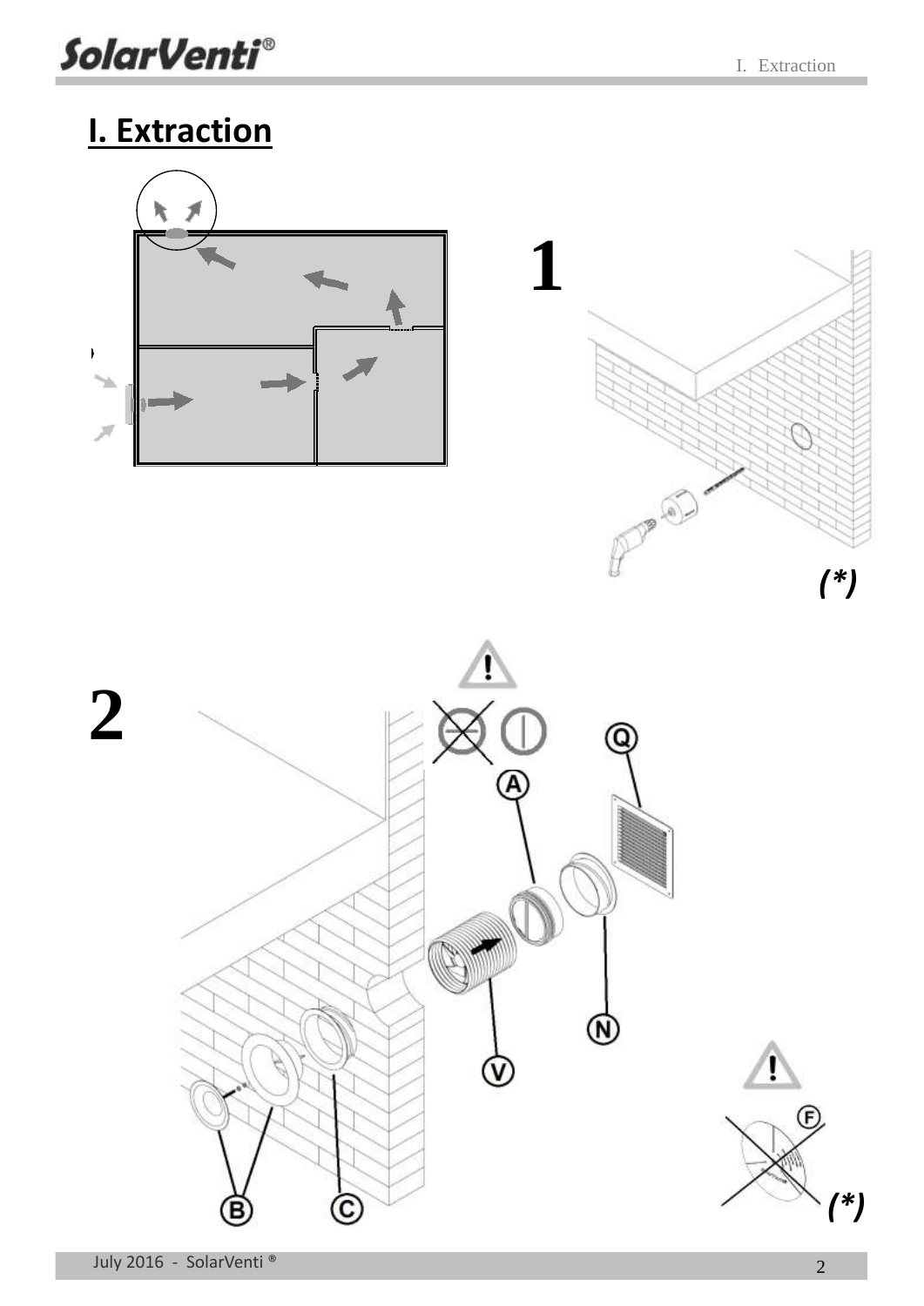# I. Extraction

1

(*)

2

Q

A

N

V

B

C

F

(*)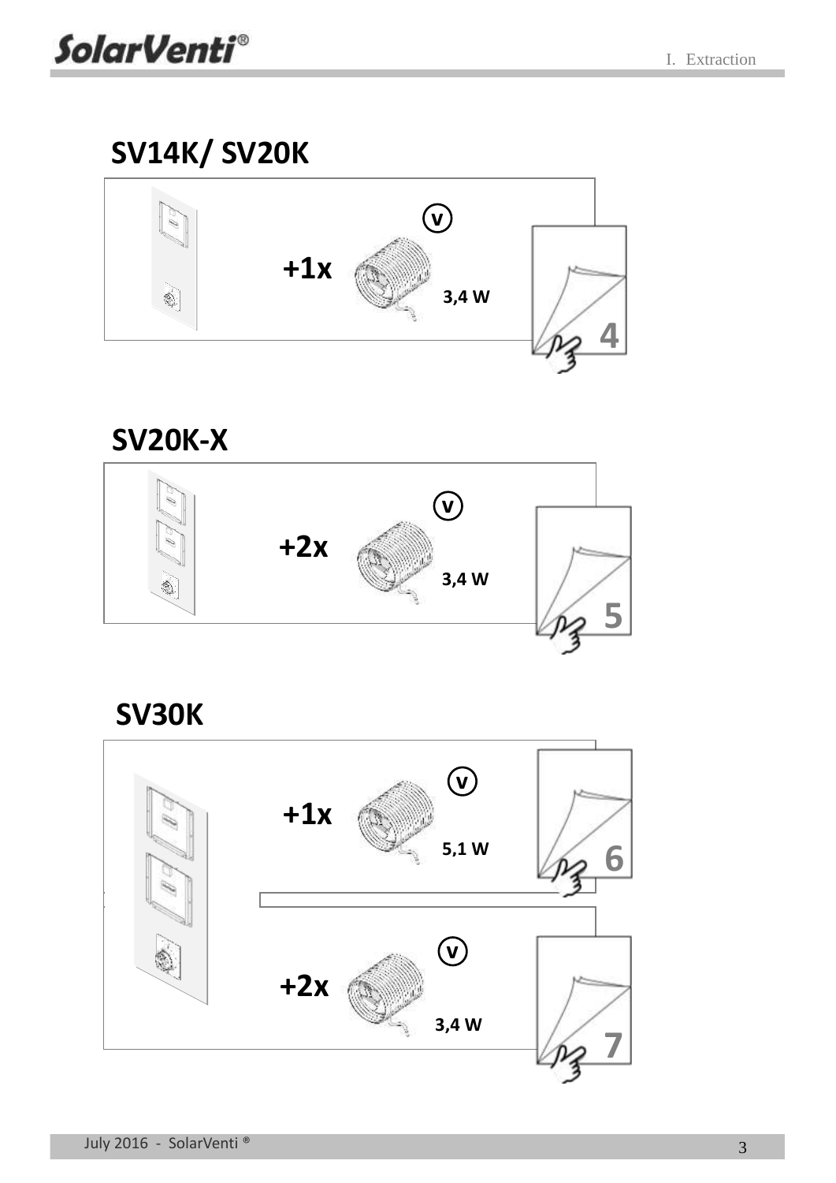## SV14K/ SV20K

+1x

V

3,4 W

4

## SV20K-X

+2x

V

3,4 W

5

## SV30K

+1x

V

5,1 W

6

+2x

V

3,4 W

7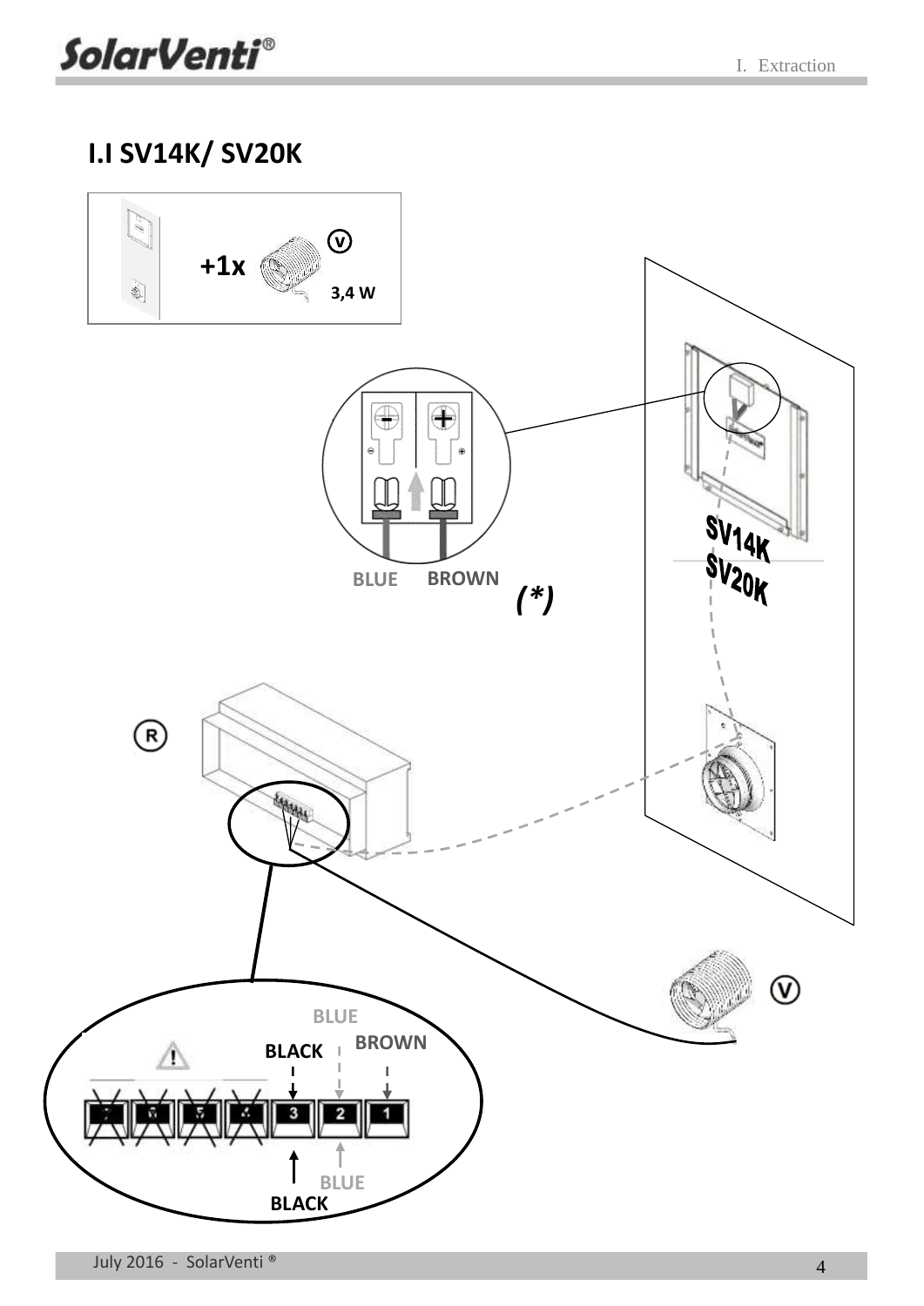## I.I SV14K/ SV20K

+1x (V) 3,4 W

BLUE BROWN

(*)

SV14K
SV20K

(R)

(V)

BLUE
BLACK BROWN

3 2 1

BLUE
BLACK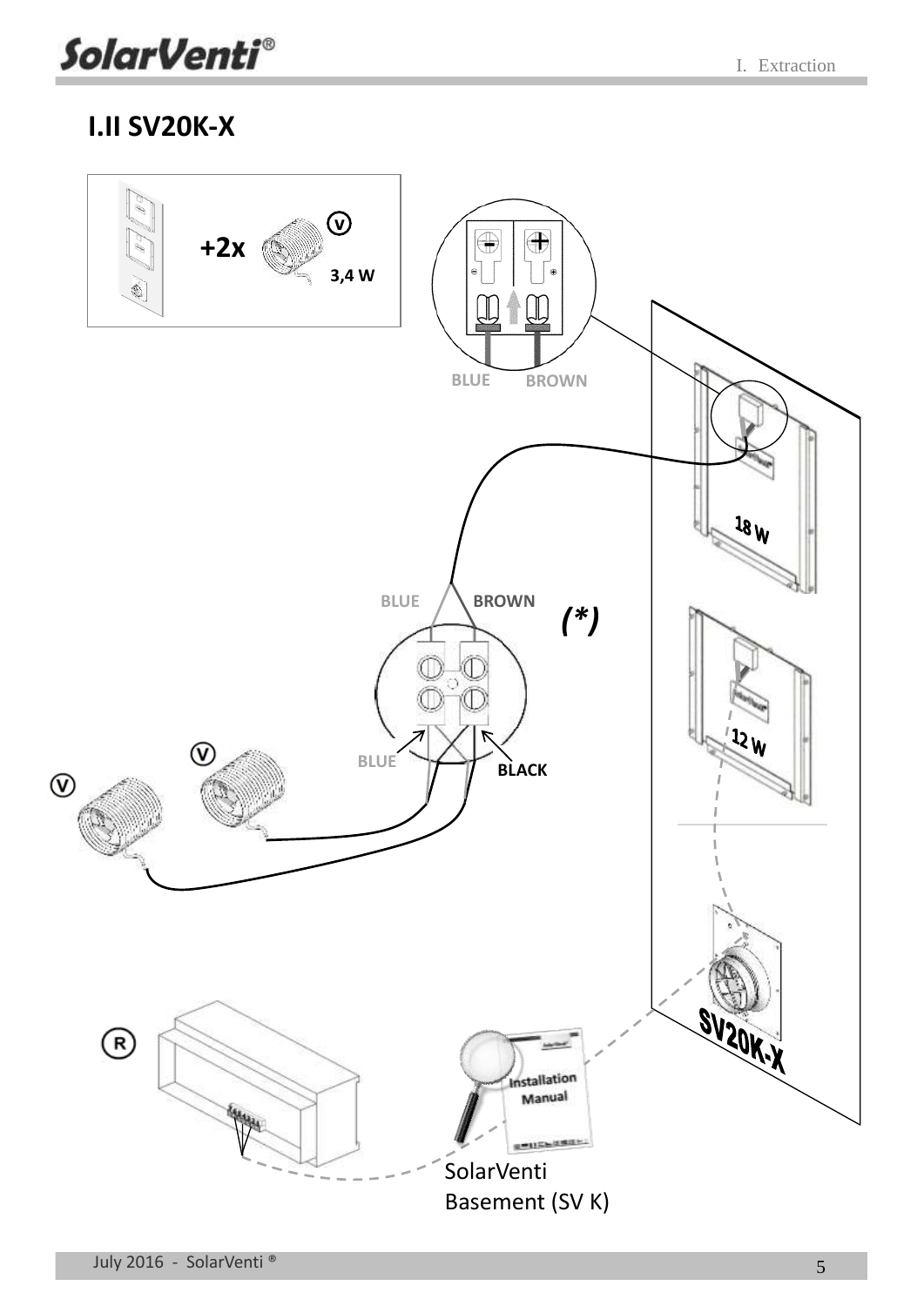## I.II SV20K-X

+2x

3,4 W

BLUE BROWN

18 W

BLUE BROWN

*(*)*

12 W

BLUE BLACK

SV20K-X

Installation Manual

SolarVenti Basement (SV K)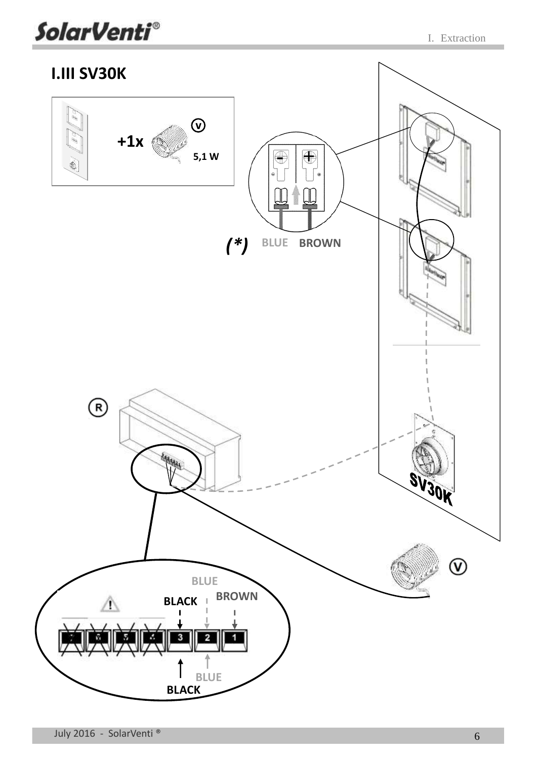## I.III SV30K

+1x (V) 5,1 W

(*) BLUE BROWN

(R)

SV30K

(V)

BLUE

BLACK BROWN

7 6 5 4 3 2 1

BLUE

BLACK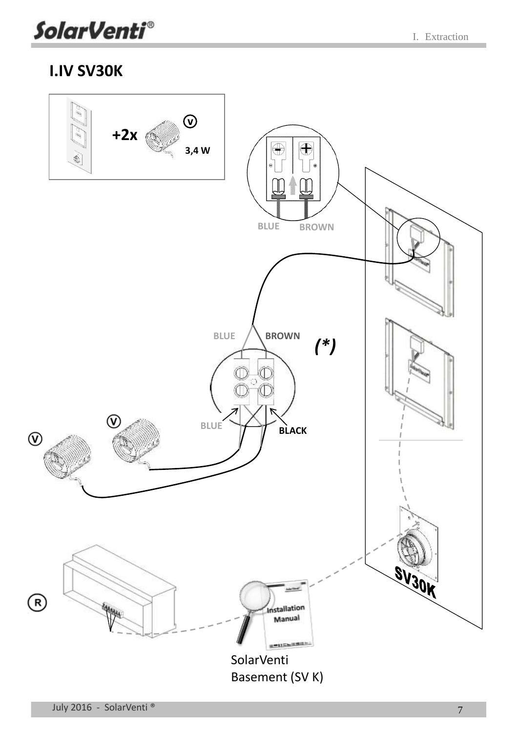## I.IV SV30K

+2x

3,4 W

BLUE BROWN

BLUE BROWN

(*)

BLUE

BLACK

SV30K

SolarVenti Basement (SV K)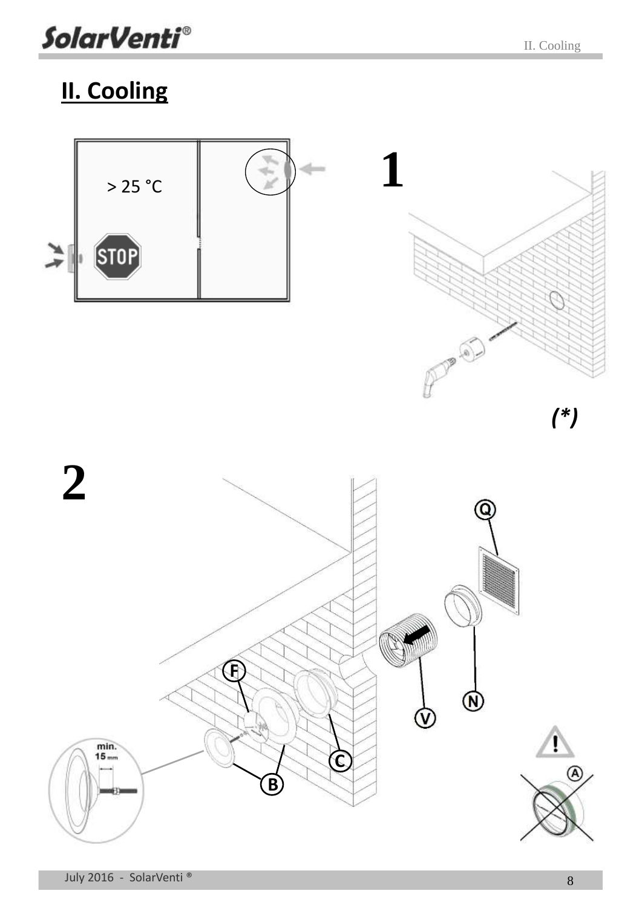## II. Cooling

> 25 °C

STOP

1

(*)

2

Q

F

N

V

C

B

min. 15 mm

A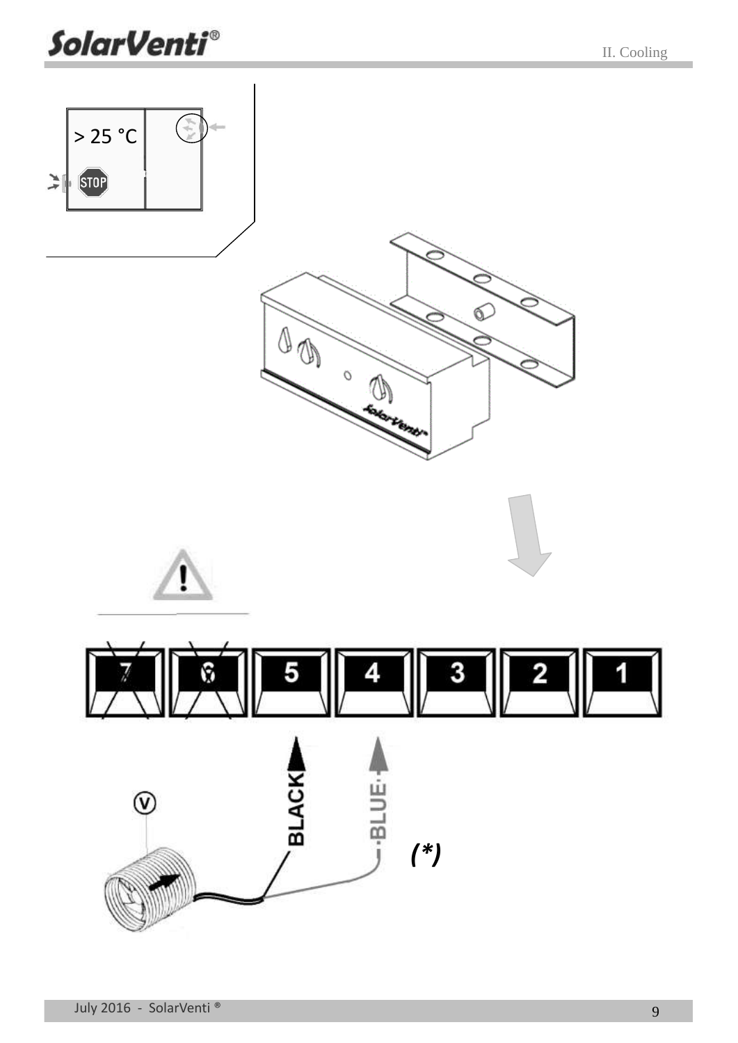> 25 °C

STOP

7 6 5 4 3 2 1

BLACK

BLUE

(*)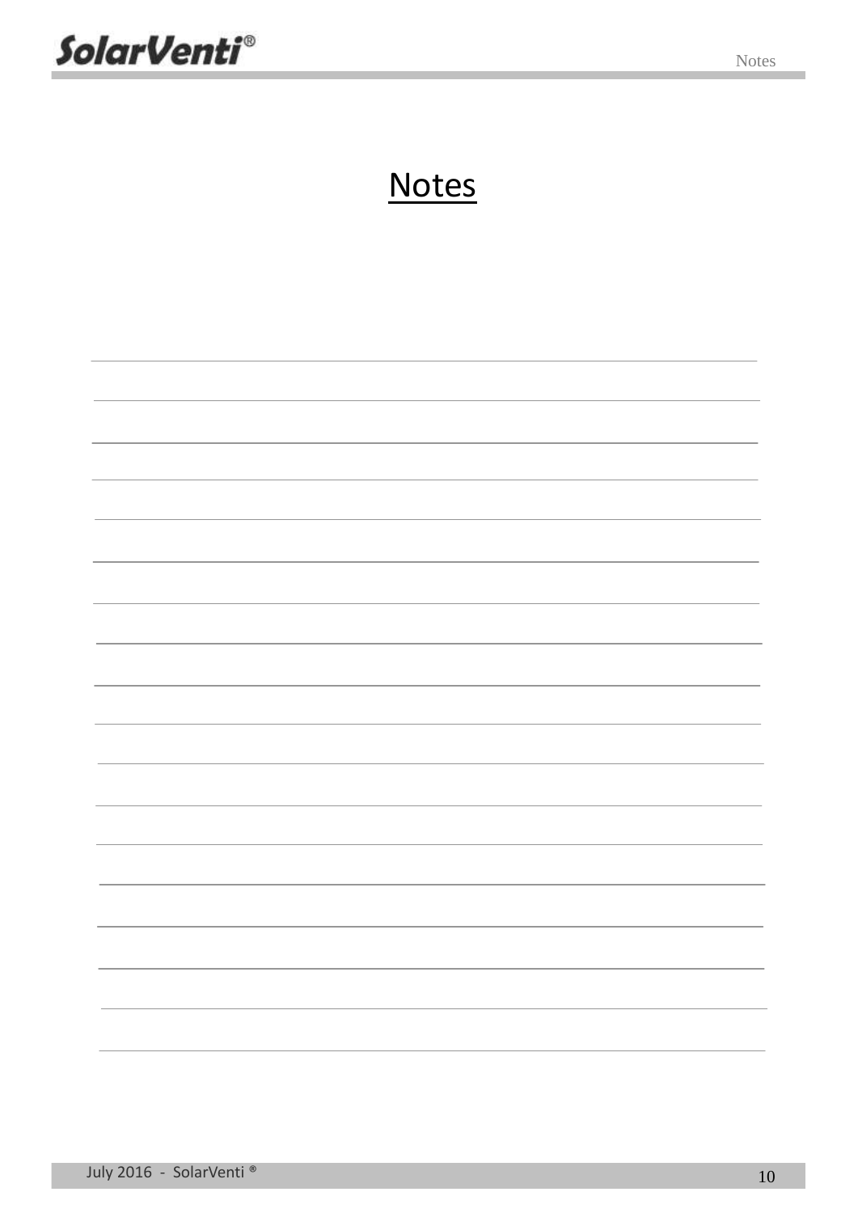# Notes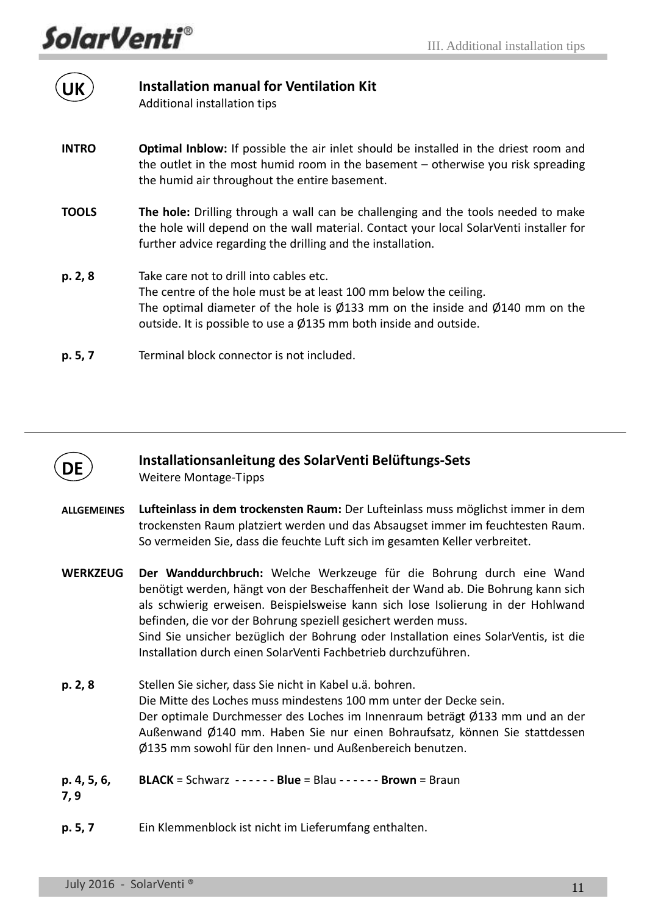**UK**

## Installation manual for Ventilation Kit

Additional installation tips

**INTRO** **Optimal Inblow:** If possible the air inlet should be installed in the driest room and the outlet in the most humid room in the basement – otherwise you risk spreading the humid air throughout the entire basement.

**TOOLS** **The hole:** Drilling through a wall can be challenging and the tools needed to make the hole will depend on the wall material. Contact your local SolarVenti installer for further advice regarding the drilling and the installation.

**p. 2, 8** Take care not to drill into cables etc.
The centre of the hole must be at least 100 mm below the ceiling.
The optimal diameter of the hole is Ø133 mm on the inside and Ø140 mm on the outside. It is possible to use a Ø135 mm both inside and outside.

**p. 5, 7** Terminal block connector is not included.

---

**DE**

## Installationsanleitung des SolarVenti Belüftungs-Sets

Weitere Montage-Tipps

**ALLGEMEINES** **Lufteinlass in dem trockensten Raum:** Der Lufteinlass muss möglichst immer in dem trockensten Raum platziert werden und das Absaugset immer im feuchtesten Raum. So vermeiden Sie, dass die feuchte Luft sich im gesamten Keller verbreitet.

**WERKZEUG** **Der Wanddurchbruch:** Welche Werkzeuge für die Bohrung durch eine Wand benötigt werden, hängt von der Beschaffenheit der Wand ab. Die Bohrung kann sich als schwierig erweisen. Beispielsweise kann sich lose Isolierung in der Hohlwand befinden, die vor der Bohrung speziell gesichert werden muss.
Sind Sie unsicher bezüglich der Bohrung oder Installation eines SolarVentis, ist die Installation durch einen SolarVenti Fachbetrieb durchzuführen.

**p. 2, 8** Stellen Sie sicher, dass Sie nicht in Kabel u.ä. bohren.
Die Mitte des Loches muss mindestens 100 mm unter der Decke sein.
Der optimale Durchmesser des Loches im Innenraum beträgt Ø133 mm und an der Außenwand Ø140 mm. Haben Sie nur einen Bohraufsatz, können Sie stattdessen Ø135 mm sowohl für den Innen- und Außenbereich benutzen.

**p. 4, 5, 6, 7, 9** **BLACK** = Schwarz - - - - - - **Blue** = Blau - - - - - - **Brown** = Braun

**p. 5, 7** Ein Klemmenblock ist nicht im Lieferumfang enthalten.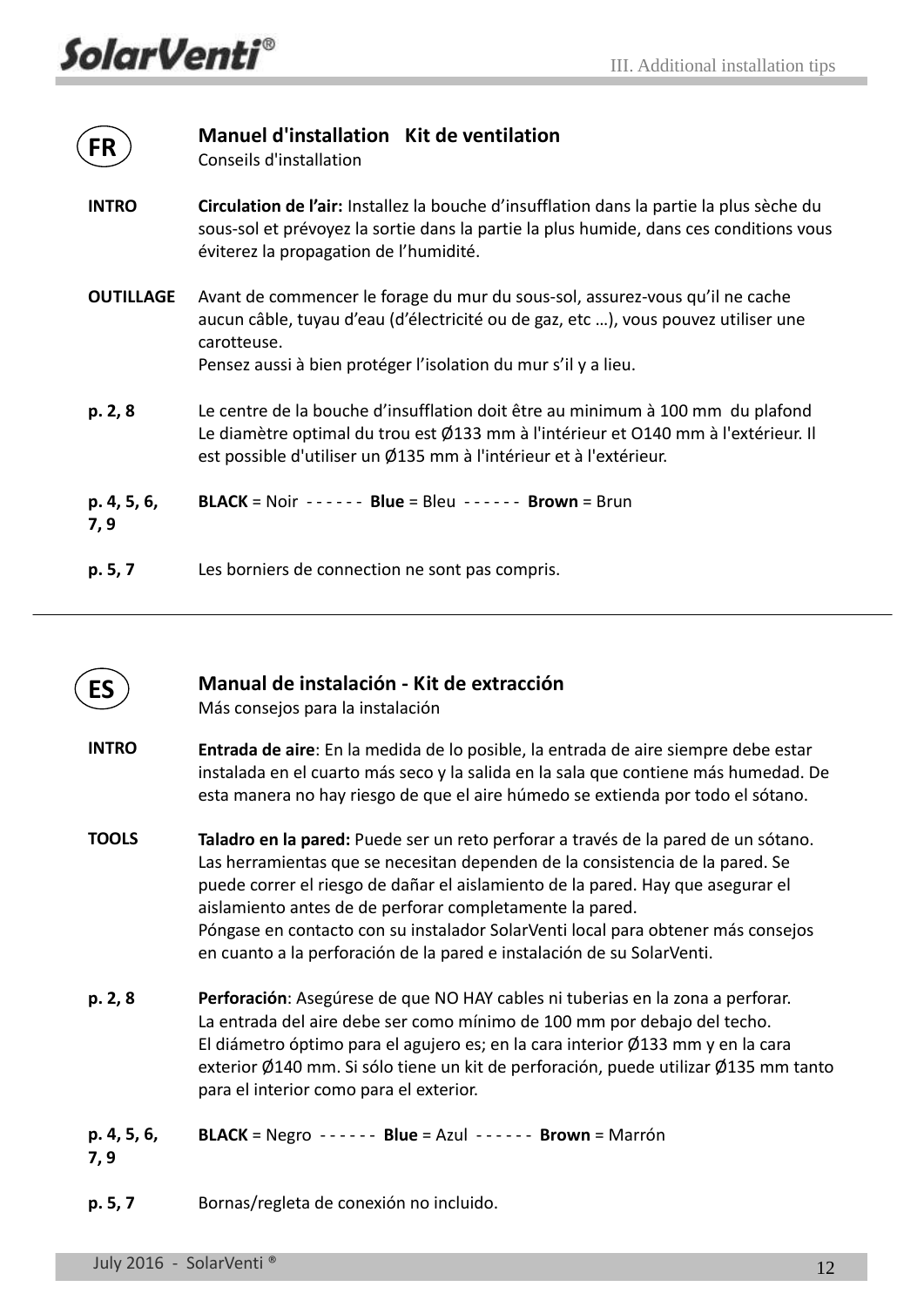## FR

### Manuel d'installation   Kit de ventilation
Conseils d'installation

**INTRO** — **Circulation de l'air:** Installez la bouche d'insufflation dans la partie la plus sèche du sous-sol et prévoyez la sortie dans la partie la plus humide, dans ces conditions vous éviterez la propagation de l'humidité.

**OUTILLAGE** — Avant de commencer le forage du mur du sous-sol, assurez-vous qu'il ne cache aucun câble, tuyau d'eau (d'électricité ou de gaz, etc …), vous pouvez utiliser une carotteuse.
Pensez aussi à bien protéger l'isolation du mur s'il y a lieu.

**p. 2, 8** — Le centre de la bouche d'insufflation doit être au minimum à 100 mm  du plafond
Le diamètre optimal du trou est Ø133 mm à l'intérieur et O140 mm à l'extérieur. Il est possible d'utiliser un Ø135 mm à l'intérieur et à l'extérieur.

**p. 4, 5, 6, 7, 9** — **BLACK** = Noir  - - - - - -  **Blue** = Bleu  - - - - - -  **Brown** = Brun

**p. 5, 7** — Les borniers de connection ne sont pas compris.

---

## ES

### Manual de instalación - Kit de extracción
Más consejos para la instalación

**INTRO** — **Entrada de aire**: En la medida de lo posible, la entrada de aire siempre debe estar instalada en el cuarto más seco y la salida en la sala que contiene más humedad. De esta manera no hay riesgo de que el aire húmedo se extienda por todo el sótano.

**TOOLS** — **Taladro en la pared:** Puede ser un reto perforar a través de la pared de un sótano. Las herramientas que se necesitan dependen de la consistencia de la pared. Se puede correr el riesgo de dañar el aislamiento de la pared. Hay que asegurar el aislamiento antes de de perforar completamente la pared.
Póngase en contacto con su instalador SolarVenti local para obtener más consejos en cuanto a la perforación de la pared e instalación de su SolarVenti.

**p. 2, 8** — **Perforación**: Asegúrese de que NO HAY cables ni tuberias en la zona a perforar.
La entrada del aire debe ser como mínimo de 100 mm por debajo del techo.
El diámetro óptimo para el agujero es; en la cara interior Ø133 mm y en la cara exterior Ø140 mm. Si sólo tiene un kit de perforación, puede utilizar Ø135 mm tanto para el interior como para el exterior.

**p. 4, 5, 6, 7, 9** — **BLACK** = Negro  - - - - - -  **Blue** = Azul  - - - - - -  **Brown** = Marrón

**p. 5, 7** — Bornas/regleta de conexión no incluido.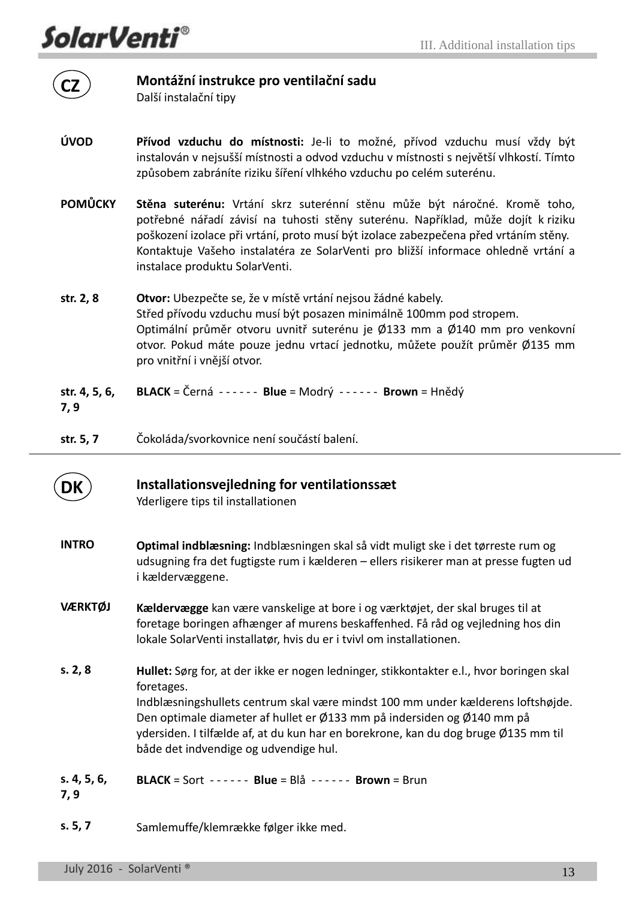## CZ

### Montážní instrukce pro ventilační sadu

Další instalační tipy

**ÚVOD**

**Přívod vzduchu do místnosti:** Je-li to možné, přívod vzduchu musí vždy být instalován v nejsušší místnosti a odvod vzduchu v místnosti s největší vlhkostí. Tímto způsobem zabráníte riziku šíření vlhkého vzduchu po celém suterénu.

**POMŮCKY**

**Stěna suterénu:** Vrtání skrz suterénní stěnu může být náročné. Kromě toho, potřebné nářadí závisí na tuhosti stěny suterénu. Například, může dojít k riziku poškození izolace při vrtání, proto musí být izolace zabezpečena před vrtáním stěny. Kontaktuje Vašeho instalatéra ze SolarVenti pro bližší informace ohledně vrtání a instalace produktu SolarVenti.

**str. 2, 8**

**Otvor:** Ubezpečte se, že v místě vrtání nejsou žádné kabely.
Střed přívodu vzduchu musí být posazen minimálně 100mm pod stropem.
Optimální průměr otvoru uvnitř suterénu je Ø133 mm a Ø140 mm pro venkovní otvor. Pokud máte pouze jednu vrtací jednotku, můžete použít průměr Ø135 mm pro vnitřní i vnější otvor.

**str. 4, 5, 6, 7, 9**

**BLACK** = Černá - - - - - - **Blue** = Modrý - - - - - - **Brown** = Hnědý

**str. 5, 7**

Čokoláda/svorkovnice není součástí balení.

---

## DK

### Installationsvejledning for ventilationssæt

Yderligere tips til installationen

**INTRO**

**Optimal indblæsning:** Indblæsningen skal så vidt muligt ske i det tørreste rum og udsugning fra det fugtigste rum i kælderen – ellers risikerer man at presse fugten ud i kældervæggene.

**VÆRKTØJ**

**Kældervægge** kan være vanskelige at bore i og værktøjet, der skal bruges til at foretage boringen afhænger af murens beskaffenhed. Få råd og vejledning hos din lokale SolarVenti installatør, hvis du er i tvivl om installationen.

**s. 2, 8**

**Hullet:** Sørg for, at der ikke er nogen ledninger, stikkontakter e.l., hvor boringen skal foretages.
Indblæsningshullets centrum skal være mindst 100 mm under kælderens loftshøjde.
Den optimale diameter af hullet er Ø133 mm på indersiden og Ø140 mm på ydersiden. I tilfælde af, at du kun har en borekrone, kan du dog bruge Ø135 mm til både det indvendige og udvendige hul.

**s. 4, 5, 6, 7, 9**

**BLACK** = Sort - - - - - - **Blue** = Blå - - - - - - **Brown** = Brun

**s. 5, 7**

Samlemuffe/klemrække følger ikke med.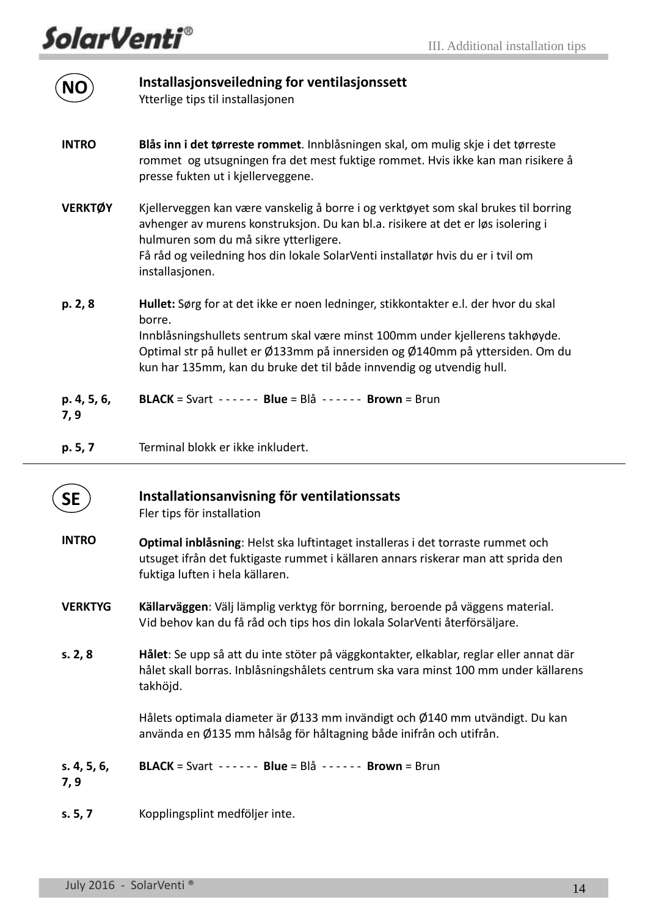## NO

### Installasjonsveiledning for ventilasjonssett

Ytterlige tips til installasjonen

**INTRO**

**Blås inn i det tørreste rommet**. Innblåsningen skal, om mulig skje i det tørreste rommet og utsugningen fra det mest fuktige rommet. Hvis ikke kan man risikere å presse fukten ut i kjellerveggene.

**VERKTØY**

Kjellerveggen kan være vanskelig å borre i og verktøyet som skal brukes til borring avhenger av murens konstruksjon. Du kan bl.a. risikere at det er løs isolering i hulmuren som du må sikre ytterligere.
Få råd og veiledning hos din lokale SolarVenti installatør hvis du er i tvil om installasjonen.

**p. 2, 8**

**Hullet:** Sørg for at det ikke er noen ledninger, stikkontakter e.l. der hvor du skal borre.
Innblåsningshullets sentrum skal være minst 100mm under kjellerens takhøyde.
Optimal str på hullet er Ø133mm på innersiden og Ø140mm på yttersiden. Om du kun har 135mm, kan du bruke det til både innvendig og utvendig hull.

**p. 4, 5, 6, 7, 9**

**BLACK** = Svart - - - - - - **Blue** = Blå - - - - - - **Brown** = Brun

**p. 5, 7**

Terminal blokk er ikke inkludert.

---

## SE

### Installationsanvisning för ventilationssats

Fler tips för installation

**INTRO**

**Optimal inblåsning**: Helst ska luftintaget installeras i det torraste rummet och utsuget ifrån det fuktigaste rummet i källaren annars riskerar man att sprida den fuktiga luften i hela källaren.

**VERKTYG**

**Källarväggen**: Välj lämplig verktyg för borrning, beroende på väggens material.
Vid behov kan du få råd och tips hos din lokala SolarVenti återförsäljare.

**s. 2, 8**

**Hålet**: Se upp så att du inte stöter på väggkontakter, elkablar, reglar eller annat där hålet skall borras. Inblåsningshålets centrum ska vara minst 100 mm under källarens takhöjd.

Hålets optimala diameter är Ø133 mm invändigt och Ø140 mm utvändigt. Du kan använda en Ø135 mm hålsåg för håltagning både inifrån och utifrån.

**s. 4, 5, 6, 7, 9**

**BLACK** = Svart - - - - - - **Blue** = Blå - - - - - - **Brown** = Brun

**s. 5, 7**

Kopplingsplint medföljer inte.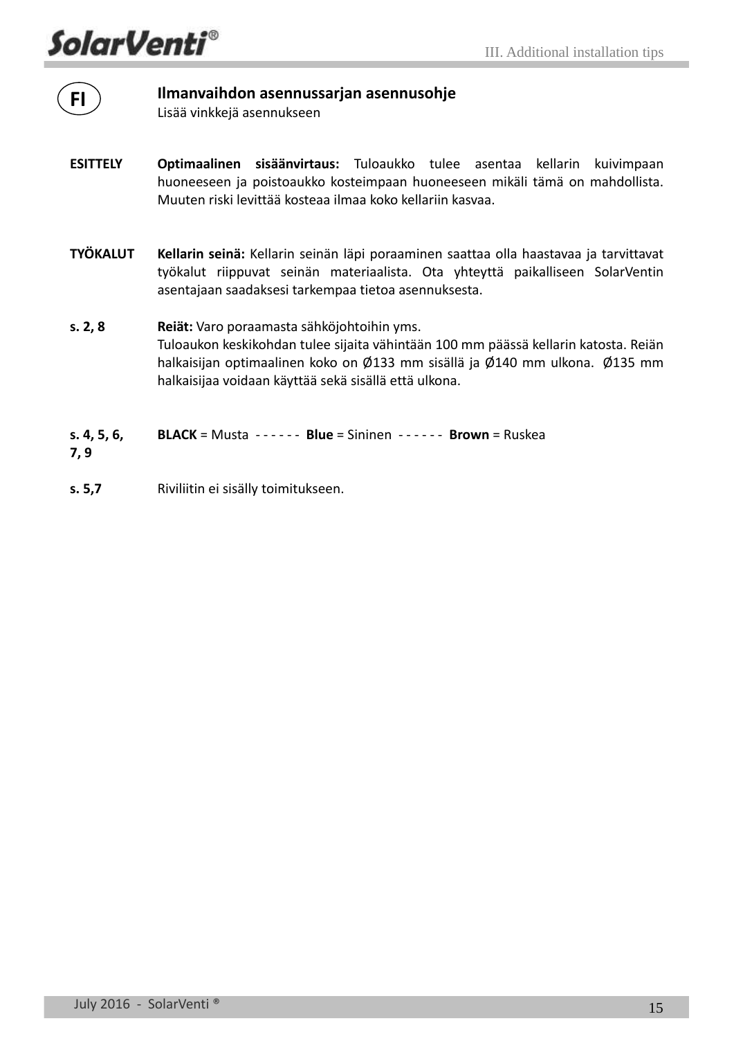**FI**

## Ilmanvaihdon asennussarjan asennusohje

Lisää vinkkejä asennukseen

| | |
|---|---|
| **ESITTELY** | **Optimaalinen sisäänvirtaus:** Tuloaukko tulee asentaa kellarin kuivimpaan huoneeseen ja poistoaukko kosteimpaan huoneeseen mikäli tämä on mahdollista. Muuten riski levittää kosteaa ilmaa koko kellariin kasvaa. |
| **TYÖKALUT** | **Kellarin seinä:** Kellarin seinän läpi poraaminen saattaa olla haastavaa ja tarvittavat työkalut riippuvat seinän materiaalista. Ota yhteyttä paikalliseen SolarVentin asentajaan saadaksesi tarkempaa tietoa asennuksesta. |
| **s. 2, 8** | **Reiät:** Varo poraamasta sähköjohtoihin yms. Tuloaukon keskikohdan tulee sijaita vähintään 100 mm päässä kellarin katosta. Reiän halkaisijan optimaalinen koko on Ø133 mm sisällä ja Ø140 mm ulkona. Ø135 mm halkaisijaa voidaan käyttää sekä sisällä että ulkona. |
| **s. 4, 5, 6, 7, 9** | **BLACK** = Musta - - - - - - **Blue** = Sininen - - - - - - **Brown** = Ruskea |
| **s. 5,7** | Riviliitin ei sisälly toimitukseen. |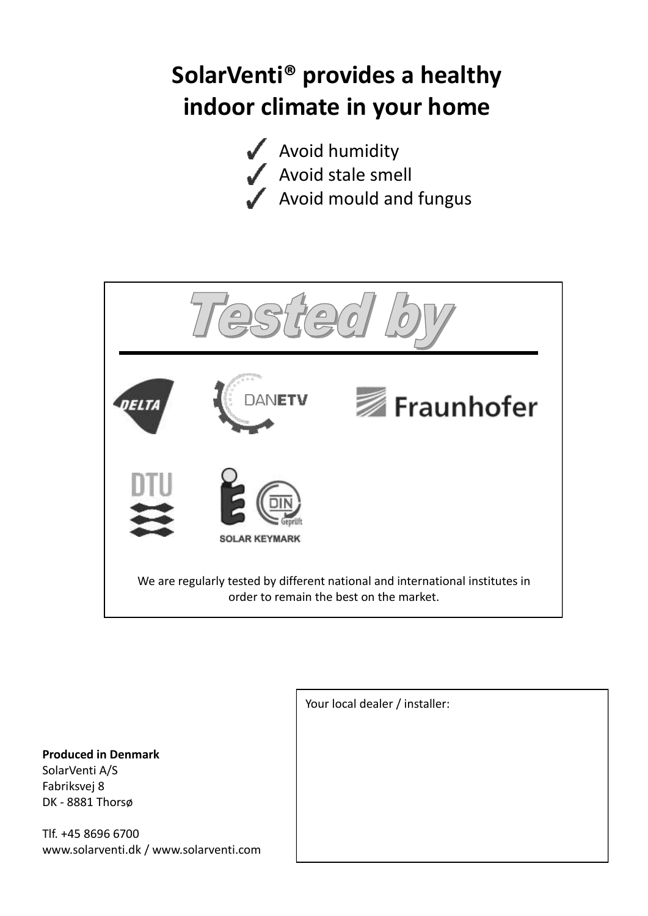# SolarVenti® provides a healthy indoor climate in your home

- ✓ Avoid humidity
- ✓ Avoid stale smell
- ✓ Avoid mould and fungus

## Tested by

DELTA

DANETV

Fraunhofer

DTU

DIN Geprüft

SOLAR KEYMARK

We are regularly tested by different national and international institutes in order to remain the best on the market.

**Produced in Denmark**
SolarVenti A/S
Fabriksvej 8
DK - 8881 Thorsø

Tlf. +45 8696 6700
www.solarventi.dk / www.solarventi.com

Your local dealer / installer: